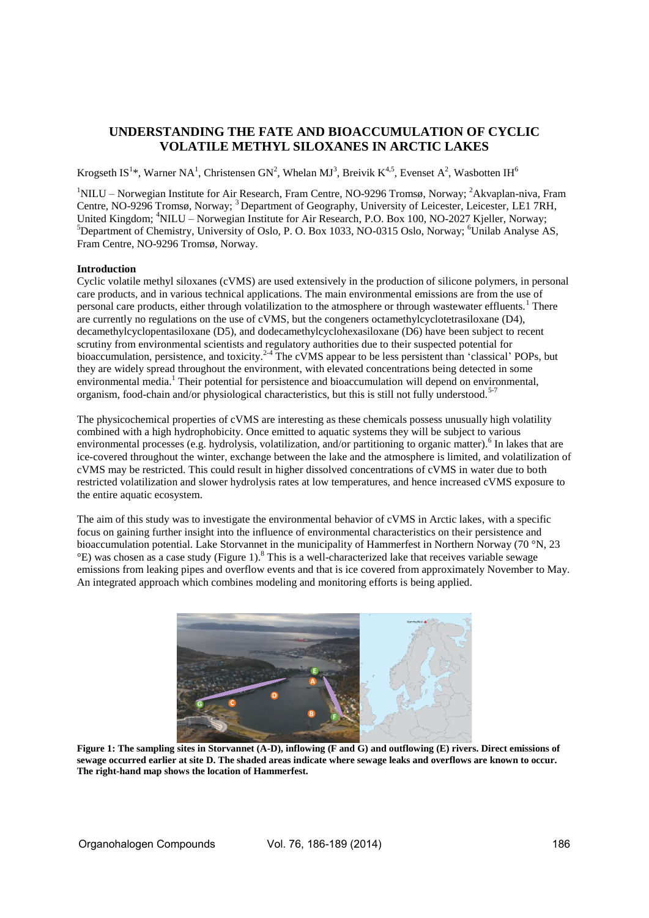# UNDERSTANDING THE FATE AND BIOACCUMULATION OF CYCLIC VOLATILE METHYL SILOXANES IN ARCTIC LAKES

Krogseth IS[1]*, Warner NA[1], Christensen GN[2], Whelan MJ[3], Breivik K[4,5], Evenset A[2], Wasbotten IH[6]

[1]NILU – Norwegian Institute for Air Research, Fram Centre, NO-9296 Tromsø, Norway; [2]Akvaplan-niva, Fram Centre, NO-9296 Tromsø, Norway; [3]Department of Geography, University of Leicester, Leicester, LE1 7RH, United Kingdom; [4]NILU – Norwegian Institute for Air Research, P.O. Box 100, NO-2027 Kjeller, Norway; [5]Department of Chemistry, University of Oslo, P. O. Box 1033, NO-0315 Oslo, Norway; [6]Unilab Analyse AS, Fram Centre, NO-9296 Tromsø, Norway.

**Introduction**

Cyclic volatile methyl siloxanes (cVMS) are used extensively in the production of silicone polymers, in personal care products, and in various technical applications. The main environmental emissions are from the use of personal care products, either through volatilization to the atmosphere or through wastewater effluents.[1] There are currently no regulations on the use of cVMS, but the congeners octamethylcyclotetrasiloxane (D4), decamethylcyclopentasiloxane (D5), and dodecamethylcyclohexasiloxane (D6) have been subject to recent scrutiny from environmental scientists and regulatory authorities due to their suspected potential for bioaccumulation, persistence, and toxicity.[2-4] The cVMS appear to be less persistent than 'classical' POPs, but they are widely spread throughout the environment, with elevated concentrations being detected in some environmental media.[1] Their potential for persistence and bioaccumulation will depend on environmental, organism, food-chain and/or physiological characteristics, but this is still not fully understood.[5-7]

The physicochemical properties of cVMS are interesting as these chemicals possess unusually high volatility combined with a high hydrophobicity. Once emitted to aquatic systems they will be subject to various environmental processes (e.g. hydrolysis, volatilization, and/or partitioning to organic matter).[6] In lakes that are ice-covered throughout the winter, exchange between the lake and the atmosphere is limited, and volatilization of cVMS may be restricted. This could result in higher dissolved concentrations of cVMS in water due to both restricted volatilization and slower hydrolysis rates at low temperatures, and hence increased cVMS exposure to the entire aquatic ecosystem.

The aim of this study was to investigate the environmental behavior of cVMS in Arctic lakes, with a specific focus on gaining further insight into the influence of environmental characteristics on their persistence and bioaccumulation potential. Lake Storvannet in the municipality of Hammerfest in Northern Norway (70 °N, 23 °E) was chosen as a case study (Figure 1).[8] This is a well-characterized lake that receives variable sewage emissions from leaking pipes and overflow events and that is ice covered from approximately November to May. An integrated approach which combines modeling and monitoring efforts is being applied.

**Figure 1: The sampling sites in Storvannet (A-D), inflowing (F and G) and outflowing (E) rivers. Direct emissions of sewage occurred earlier at site D. The shaded areas indicate where sewage leaks and overflows are known to occur. The right-hand map shows the location of Hammerfest.**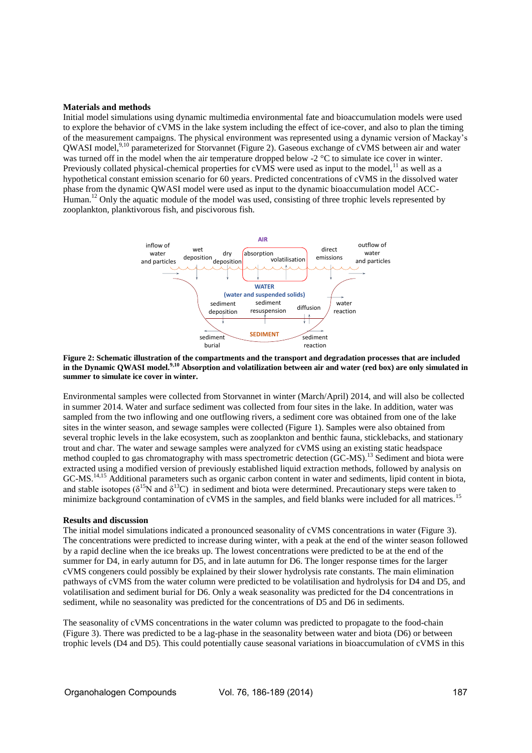**Materials and methods**

Initial model simulations using dynamic multimedia environmental fate and bioaccumulation models were used to explore the behavior of cVMS in the lake system including the effect of ice-cover, and also to plan the timing of the measurement campaigns. The physical environment was represented using a dynamic version of Mackay's QWASI model,[9,10] parameterized for Storvannet (Figure 2). Gaseous exchange of cVMS between air and water was turned off in the model when the air temperature dropped below -2 °C to simulate ice cover in winter. Previously collated physical-chemical properties for cVMS were used as input to the model,[11] as well as a hypothetical constant emission scenario for 60 years. Predicted concentrations of cVMS in the dissolved water phase from the dynamic QWASI model were used as input to the dynamic bioaccumulation model ACC-Human.[12] Only the aquatic module of the model was used, consisting of three trophic levels represented by zooplankton, planktivorous fish, and piscivorous fish.

**Figure 2: Schematic illustration of the compartments and the transport and degradation processes that are included in the Dynamic QWASI model.[9,10] Absorption and volatilization between air and water (red box) are only simulated in summer to simulate ice cover in winter.**

Environmental samples were collected from Storvannet in winter (March/April) 2014, and will also be collected in summer 2014. Water and surface sediment was collected from four sites in the lake. In addition, water was sampled from the two inflowing and one outflowing rivers, a sediment core was obtained from one of the lake sites in the winter season, and sewage samples were collected (Figure 1). Samples were also obtained from several trophic levels in the lake ecosystem, such as zooplankton and benthic fauna, sticklebacks, and stationary trout and char. The water and sewage samples were analyzed for cVMS using an existing static headspace method coupled to gas chromatography with mass spectrometric detection (GC-MS).[13] Sediment and biota were extracted using a modified version of previously established liquid extraction methods, followed by analysis on GC-MS.[14,15] Additional parameters such as organic carbon content in water and sediments, lipid content in biota, and stable isotopes ($\delta^{15}$N and $\delta^{13}$C) in sediment and biota were determined. Precautionary steps were taken to minimize background contamination of cVMS in the samples, and field blanks were included for all matrices.[15]

**Results and discussion**

The initial model simulations indicated a pronounced seasonality of cVMS concentrations in water (Figure 3). The concentrations were predicted to increase during winter, with a peak at the end of the winter season followed by a rapid decline when the ice breaks up. The lowest concentrations were predicted to be at the end of the summer for D4, in early autumn for D5, and in late autumn for D6. The longer response times for the larger cVMS congeners could possibly be explained by their slower hydrolysis rate constants. The main elimination pathways of cVMS from the water column were predicted to be volatilisation and hydrolysis for D4 and D5, and volatilisation and sediment burial for D6. Only a weak seasonality was predicted for the D4 concentrations in sediment, while no seasonality was predicted for the concentrations of D5 and D6 in sediments.

The seasonality of cVMS concentrations in the water column was predicted to propagate to the food-chain (Figure 3). There was predicted to be a lag-phase in the seasonality between water and biota (D6) or between trophic levels (D4 and D5). This could potentially cause seasonal variations in bioaccumulation of cVMS in this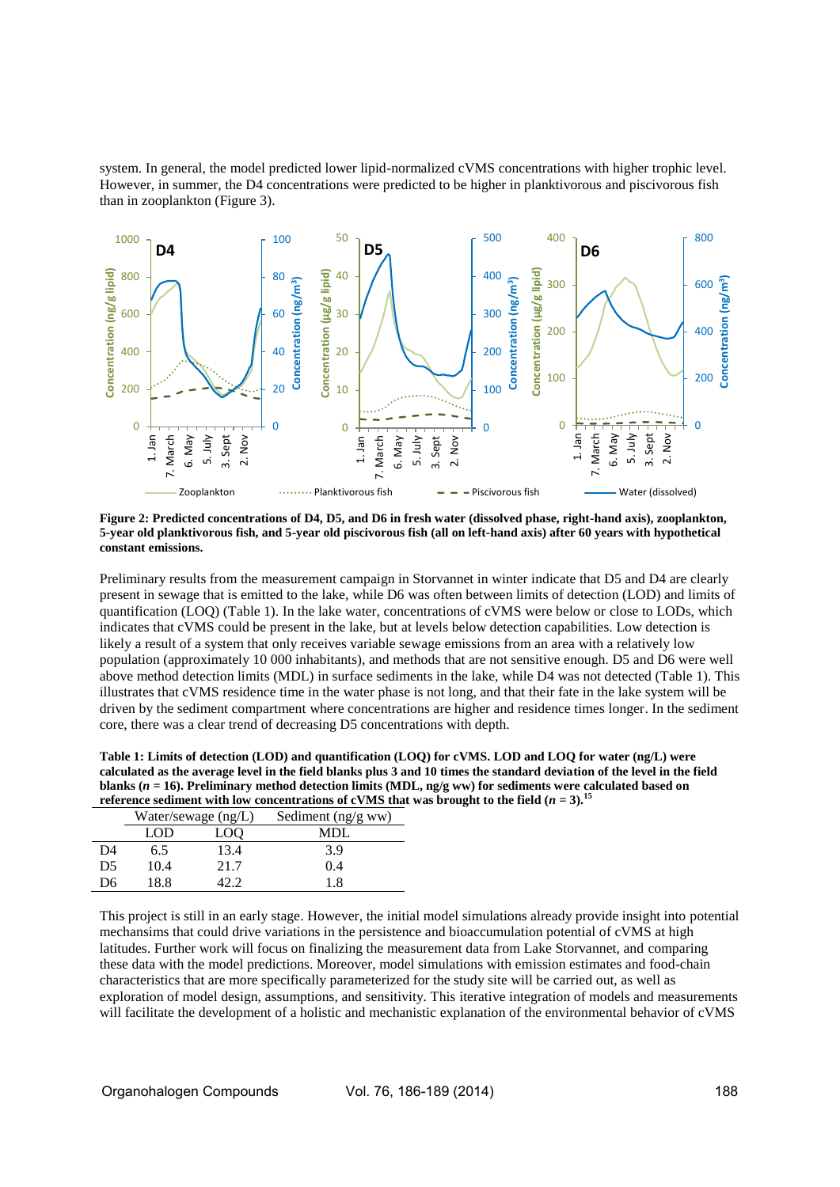system. In general, the model predicted lower lipid-normalized cVMS concentrations with higher trophic level. However, in summer, the D4 concentrations were predicted to be higher in planktivorous and piscivorous fish than in zooplankton (Figure 3).

**Figure 2: Predicted concentrations of D4, D5, and D6 in fresh water (dissolved phase, right-hand axis), zooplankton, 5-year old planktivorous fish, and 5-year old piscivorous fish (all on left-hand axis) after 60 years with hypothetical constant emissions.**

Preliminary results from the measurement campaign in Storvannet in winter indicate that D5 and D4 are clearly present in sewage that is emitted to the lake, while D6 was often between limits of detection (LOD) and limits of quantification (LOQ) (Table 1). In the lake water, concentrations of cVMS were below or close to LODs, which indicates that cVMS could be present in the lake, but at levels below detection capabilities. Low detection is likely a result of a system that only receives variable sewage emissions from an area with a relatively low population (approximately 10 000 inhabitants), and methods that are not sensitive enough. D5 and D6 were well above method detection limits (MDL) in surface sediments in the lake, while D4 was not detected (Table 1). This illustrates that cVMS residence time in the water phase is not long, and that their fate in the lake system will be driven by the sediment compartment where concentrations are higher and residence times longer. In the sediment core, there was a clear trend of decreasing D5 concentrations with depth.

**Table 1: Limits of detection (LOD) and quantification (LOQ) for cVMS. LOD and LOQ for water (ng/L) were calculated as the average level in the field blanks plus 3 and 10 times the standard deviation of the level in the field blanks ($n$ = 16). Preliminary method detection limits (MDL, ng/g ww) for sediments were calculated based on reference sediment with low concentrations of cVMS that was brought to the field ($n$ = 3).[15]**

| | Water/sewage (ng/L) | | Sediment (ng/g ww) |
|---|---|---|---|
| | LOD | LOQ | MDL |
| D4 | 6.5 | 13.4 | 3.9 |
| D5 | 10.4 | 21.7 | 0.4 |
| D6 | 18.8 | 42.2 | 1.8 |

This project is still in an early stage. However, the initial model simulations already provide insight into potential mechansims that could drive variations in the persistence and bioaccumulation potential of cVMS at high latitudes. Further work will focus on finalizing the measurement data from Lake Storvannet, and comparing these data with the model predictions. Moreover, model simulations with emission estimates and food-chain characteristics that are more specifically parameterized for the study site will be carried out, as well as exploration of model design, assumptions, and sensitivity. This iterative integration of models and measurements will facilitate the development of a holistic and mechanistic explanation of the environmental behavior of cVMS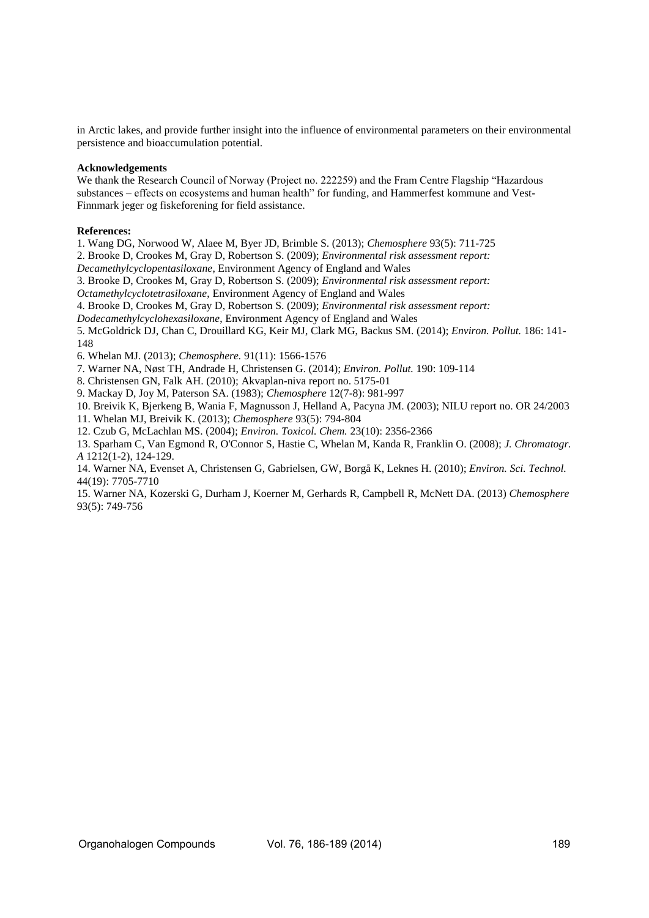in Arctic lakes, and provide further insight into the influence of environmental parameters on their environmental persistence and bioaccumulation potential.

**Acknowledgements**

We thank the Research Council of Norway (Project no. 222259) and the Fram Centre Flagship "Hazardous substances – effects on ecosystems and human health" for funding, and Hammerfest kommune and Vest-Finnmark jeger og fiskeforening for field assistance.

**References:**

1. Wang DG, Norwood W, Alaee M, Byer JD, Brimble S. (2013); *Chemosphere* 93(5): 711-725
2. Brooke D, Crookes M, Gray D, Robertson S. (2009); *Environmental risk assessment report: Decamethylcyclopentasiloxane*, Environment Agency of England and Wales
3. Brooke D, Crookes M, Gray D, Robertson S. (2009); *Environmental risk assessment report: Octamethylcyclotetrasiloxane*, Environment Agency of England and Wales
4. Brooke D, Crookes M, Gray D, Robertson S. (2009); *Environmental risk assessment report: Dodecamethylcyclohexasiloxane*, Environment Agency of England and Wales
5. McGoldrick DJ, Chan C, Drouillard KG, Keir MJ, Clark MG, Backus SM. (2014); *Environ. Pollut.* 186: 141-148
6. Whelan MJ. (2013); *Chemosphere.* 91(11): 1566-1576
7. Warner NA, Nøst TH, Andrade H, Christensen G. (2014); *Environ. Pollut.* 190: 109-114
8. Christensen GN, Falk AH. (2010); Akvaplan-niva report no. 5175-01
9. Mackay D, Joy M, Paterson SA. (1983); *Chemosphere* 12(7-8): 981-997
10. Breivik K, Bjerkeng B, Wania F, Magnusson J, Helland A, Pacyna JM. (2003); NILU report no. OR 24/2003
11. Whelan MJ, Breivik K. (2013); *Chemosphere* 93(5): 794-804
12. Czub G, McLachlan MS. (2004); *Environ. Toxicol. Chem.* 23(10): 2356-2366
13. Sparham C, Van Egmond R, O'Connor S, Hastie C, Whelan M, Kanda R, Franklin O. (2008); *J. Chromatogr. A* 1212(1-2), 124-129.
14. Warner NA, Evenset A, Christensen G, Gabrielsen, GW, Borgå K, Leknes H. (2010); *Environ. Sci. Technol.* 44(19): 7705-7710
15. Warner NA, Kozerski G, Durham J, Koerner M, Gerhards R, Campbell R, McNett DA. (2013) *Chemosphere* 93(5): 749-756